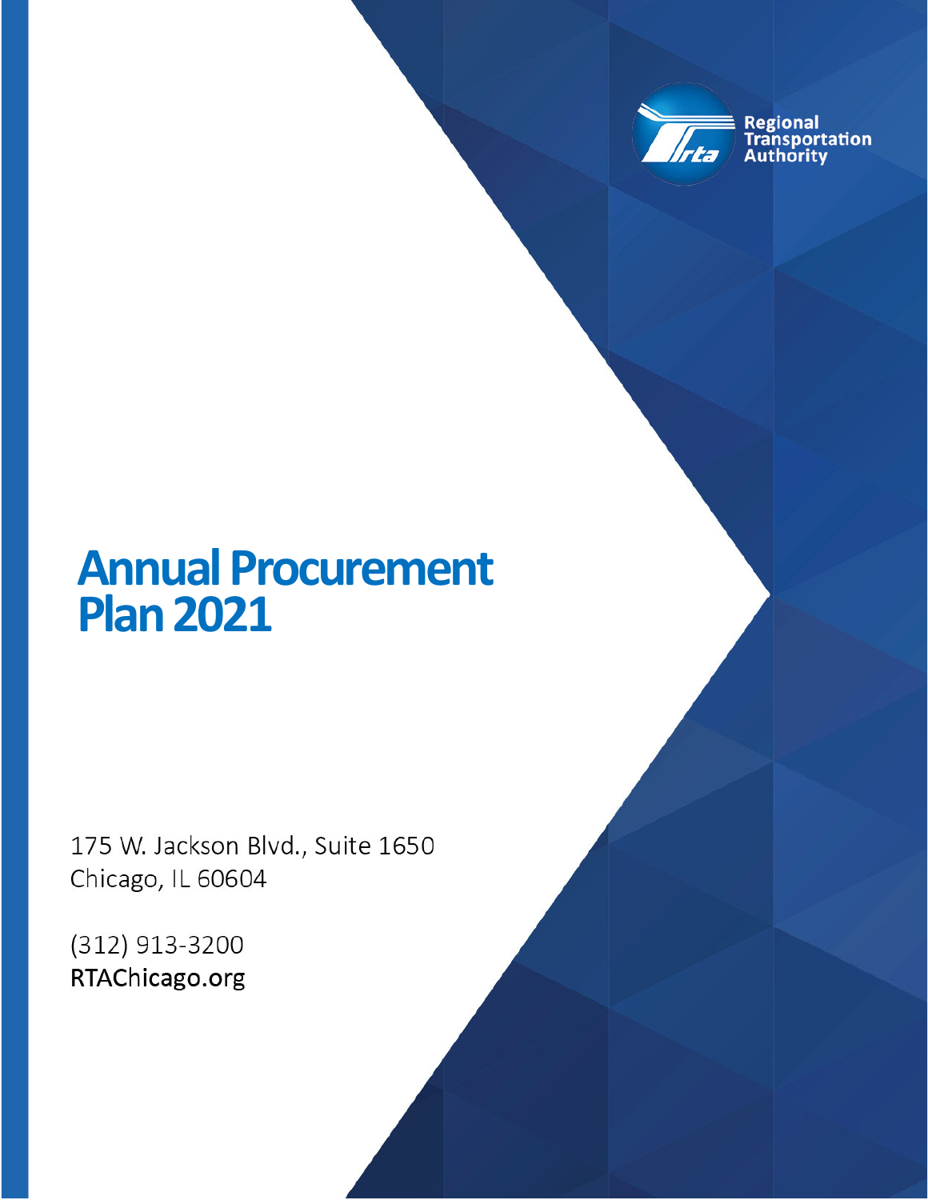Regional Transportation Authority

# Annual Procurement Plan 2021

175 W. Jackson Blvd., Suite 1650
Chicago, IL 60604

(312) 913-3200
RTAChicago.org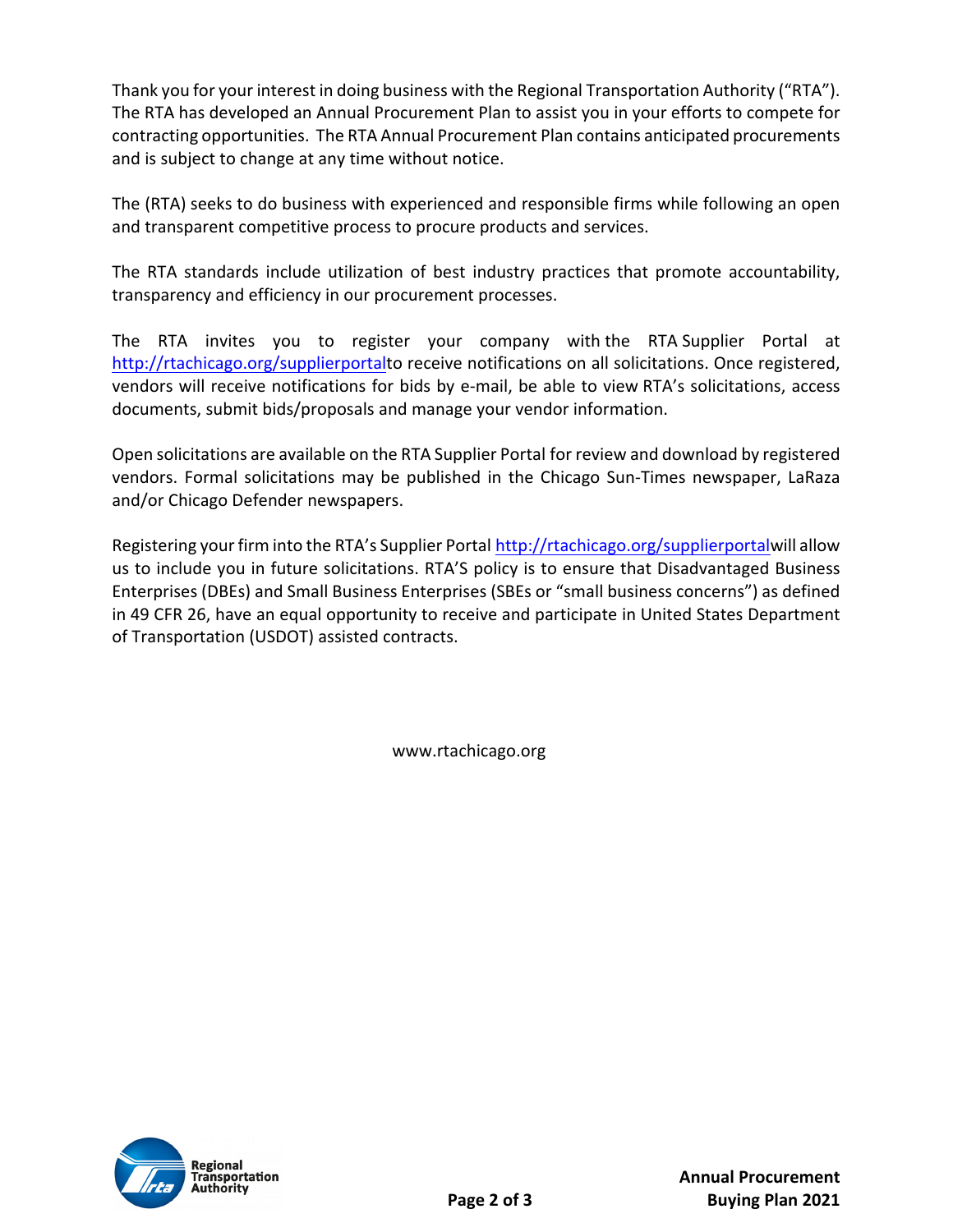Thank you for your interest in doing business with the Regional Transportation Authority ("RTA"). The RTA has developed an Annual Procurement Plan to assist you in your efforts to compete for contracting opportunities. The RTA Annual Procurement Plan contains anticipated procurements and is subject to change at any time without notice.

The (RTA) seeks to do business with experienced and responsible firms while following an open and transparent competitive process to procure products and services.

The RTA standards include utilization of best industry practices that promote accountability, transparency and efficiency in our procurement processes.

The RTA invites you to register your company with the RTA Supplier Portal at [http://rtachicago.org/supplierportal](http://rtachicago.org/supplierportal)to receive notifications on all solicitations. Once registered, vendors will receive notifications for bids by e-mail, be able to view RTA's solicitations, access documents, submit bids/proposals and manage your vendor information.

Open solicitations are available on the RTA Supplier Portal for review and download by registered vendors. Formal solicitations may be published in the Chicago Sun-Times newspaper, LaRaza and/or Chicago Defender newspapers.

Registering your firm into the RTA's Supplier Portal [http://rtachicago.org/supplierportal](http://rtachicago.org/supplierportal)will allow us to include you in future solicitations. RTA'S policy is to ensure that Disadvantaged Business Enterprises (DBEs) and Small Business Enterprises (SBEs or "small business concerns") as defined in 49 CFR 26, have an equal opportunity to receive and participate in United States Department of Transportation (USDOT) assisted contracts.

www.rtachicago.org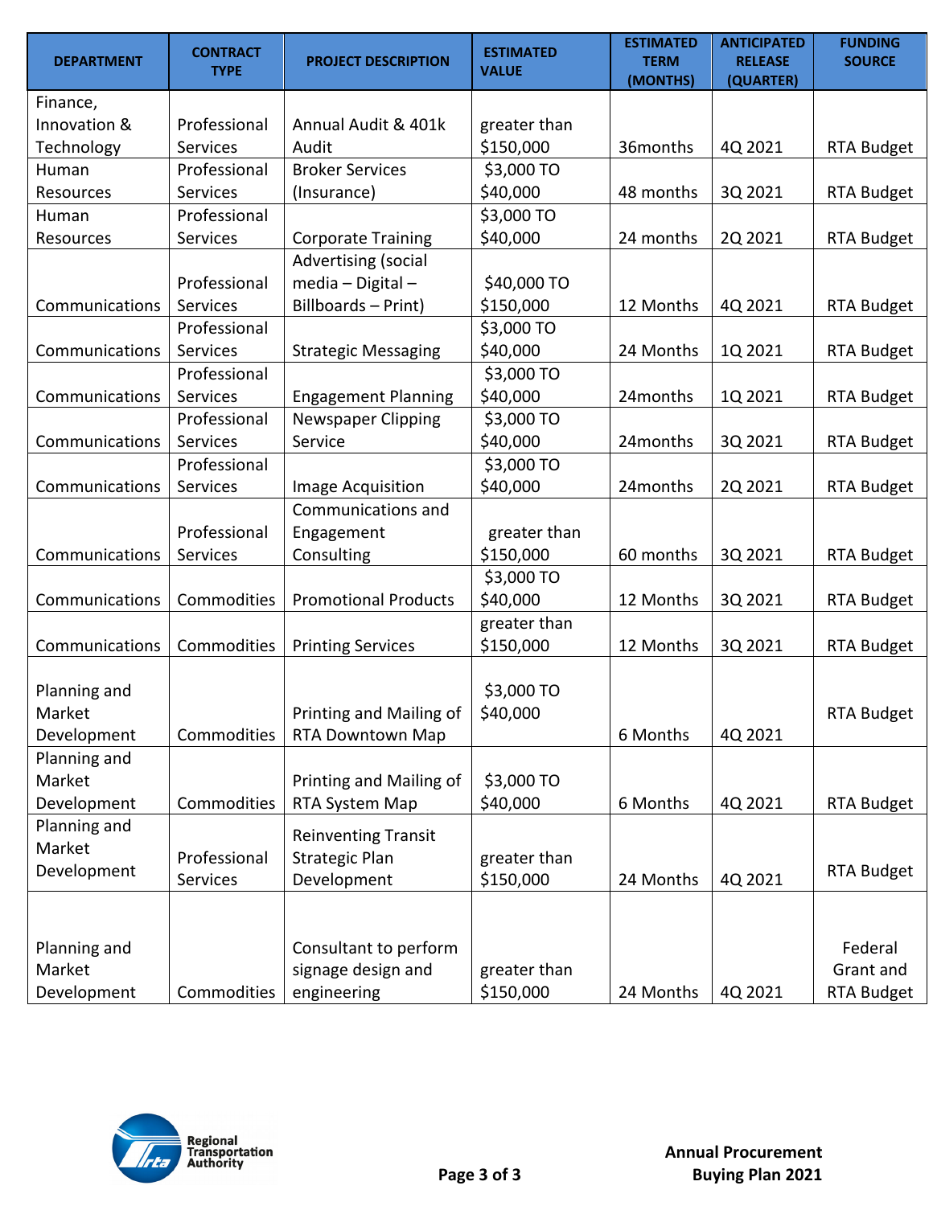| DEPARTMENT | CONTRACT TYPE | PROJECT DESCRIPTION | ESTIMATED VALUE | ESTIMATED TERM (MONTHS) | ANTICIPATED RELEASE (QUARTER) | FUNDING SOURCE |
|---|---|---|---|---|---|---|
| Finance, Innovation & Technology | Professional Services | Annual Audit & 401k Audit | greater than $150,000 | 36months | 4Q 2021 | RTA Budget |
| Human Resources | Professional Services | Broker Services (Insurance) | $3,000 TO $40,000 | 48 months | 3Q 2021 | RTA Budget |
| Human Resources | Professional Services | Corporate Training | $3,000 TO $40,000 | 24 months | 2Q 2021 | RTA Budget |
| Communications | Professional Services | Advertising (social media – Digital – Billboards – Print) | $40,000 TO $150,000 | 12 Months | 4Q 2021 | RTA Budget |
| Communications | Professional Services | Strategic Messaging | $3,000 TO $40,000 | 24 Months | 1Q 2021 | RTA Budget |
| Communications | Professional Services | Engagement Planning | $3,000 TO $40,000 | 24months | 1Q 2021 | RTA Budget |
| Communications | Professional Services | Newspaper Clipping Service | $3,000 TO $40,000 | 24months | 3Q 2021 | RTA Budget |
| Communications | Professional Services | Image Acquisition | $3,000 TO $40,000 | 24months | 2Q 2021 | RTA Budget |
| Communications | Professional Services | Communications and Engagement Consulting | greater than $150,000 | 60 months | 3Q 2021 | RTA Budget |
| Communications | Commodities | Promotional Products | $3,000 TO $40,000 | 12 Months | 3Q 2021 | RTA Budget |
| Communications | Commodities | Printing Services | greater than $150,000 | 12 Months | 3Q 2021 | RTA Budget |
| Planning and Market Development | Commodities | Printing and Mailing of RTA Downtown Map | $3,000 TO $40,000 | 6 Months | 4Q 2021 | RTA Budget |
| Planning and Market Development | Commodities | Printing and Mailing of RTA System Map | $3,000 TO $40,000 | 6 Months | 4Q 2021 | RTA Budget |
| Planning and Market Development | Professional Services | Reinventing Transit Strategic Plan Development | greater than $150,000 | 24 Months | 4Q 2021 | RTA Budget |
| Planning and Market Development | Commodities | Consultant to perform signage design and engineering | greater than $150,000 | 24 Months | 4Q 2021 | Federal Grant and RTA Budget |

Annual Procurement Buying Plan 2021